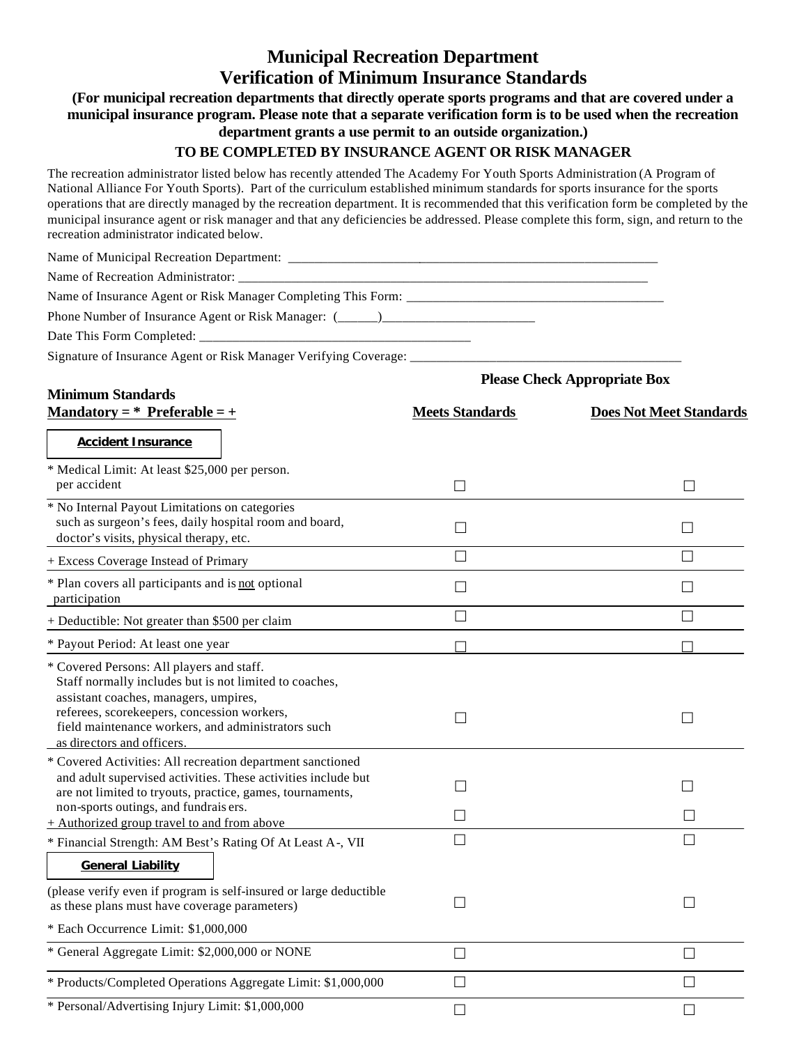# Municipal Recreation Department
# Verification of Minimum Insurance Standards

**(For municipal recreation departments that directly operate sports programs and that are covered under a municipal insurance program. Please note that a separate verification form is to be used when the recreation department grants a use permit to an outside organization.)**

**TO BE COMPLETED BY INSURANCE AGENT OR RISK MANAGER**

The recreation administrator listed below has recently attended The Academy For Youth Sports Administration (A Program of National Alliance For Youth Sports). Part of the curriculum established minimum standards for sports insurance for the sports operations that are directly managed by the recreation department. It is recommended that this verification form be completed by the municipal insurance agent or risk manager and that any deficiencies be addressed. Please complete this form, sign, and return to the recreation administrator indicated below.

Name of Municipal Recreation Department: ____________________________________________________

Name of Recreation Administrator: ____________________________________________________________

Name of Insurance Agent or Risk Manager Completing This Form: ________________________________________

Phone Number of Insurance Agent or Risk Manager: (______)________________________

Date This Form Completed: __________________________________________

Signature of Insurance Agent or Risk Manager Verifying Coverage: __________________________________________

**Please Check Appropriate Box**

| **Minimum Standards**<br>**Mandatory = * Preferable = +** | **Meets Standards** | **Does Not Meet Standards** |
|---|---|---|
| **Accident Insurance** | | |
| * Medical Limit: At least $25,000 per person. per accident | ☐ | ☐ |
| * No Internal Payout Limitations on categories such as surgeon's fees, daily hospital room and board, doctor's visits, physical therapy, etc. | ☐ | ☐ |
| + Excess Coverage Instead of Primary | ☐ | ☐ |
| * Plan covers all participants and is not optional participation | ☐ | ☐ |
| + Deductible: Not greater than $500 per claim | ☐ | ☐ |
| * Payout Period: At least one year | ☐ | ☐ |
| * Covered Persons: All players and staff. Staff normally includes but is not limited to coaches, assistant coaches, managers, umpires, referees, scorekeepers, concession workers, field maintenance workers, and administrators such as directors and officers. | ☐ | ☐ |
| * Covered Activities: All recreation department sanctioned and adult supervised activities. These activities include but are not limited to tryouts, practice, games, tournaments, non-sports outings, and fundraisers. | ☐ | ☐ |
| + Authorized group travel to and from above | ☐ | ☐ |
| * Financial Strength: AM Best's Rating Of At Least A-, VII | ☐ | ☐ |
| **General Liability** | | |
| (please verify even if program is self-insured or large deductible as these plans must have coverage parameters) | ☐ | ☐ |
| * Each Occurrence Limit: $1,000,000 | | |
| * General Aggregate Limit: $2,000,000 or NONE | ☐ | ☐ |
| * Products/Completed Operations Aggregate Limit: $1,000,000 | ☐ | ☐ |
| * Personal/Advertising Injury Limit: $1,000,000 | ☐ | ☐ |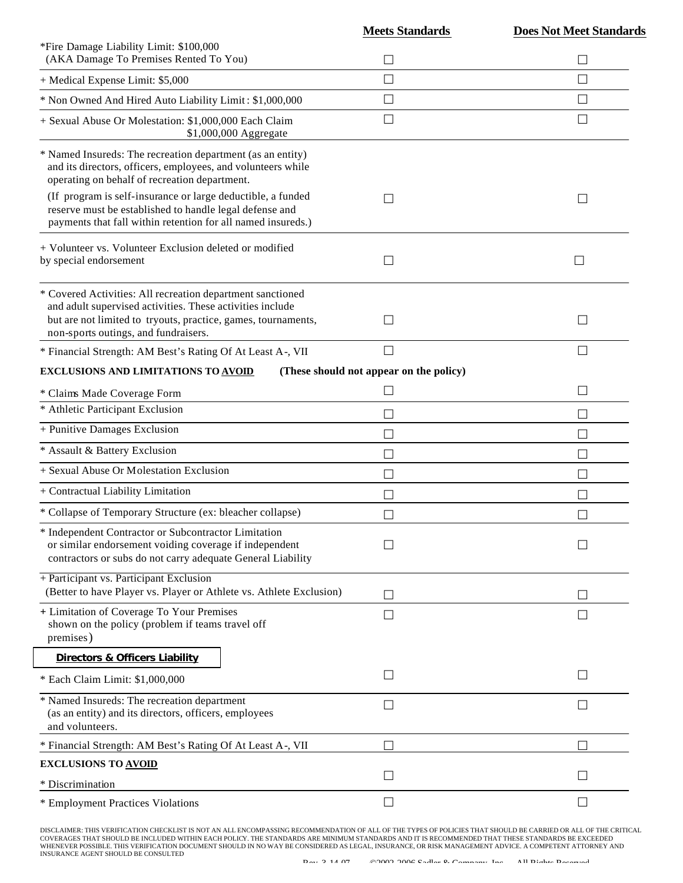| | Meets Standards | Does Not Meet Standards |
|---|---|---|
| *Fire Damage Liability Limit: $100,000 (AKA Damage To Premises Rented To You) | ☐ | ☐ |
| + Medical Expense Limit: $5,000 | ☐ | ☐ |
| * Non Owned And Hired Auto Liability Limit: $1,000,000 | ☐ | ☐ |
| + Sexual Abuse Or Molestation: $1,000,000 Each Claim $1,000,000 Aggregate | ☐ | ☐ |
| * Named Insureds: The recreation department (as an entity) and its directors, officers, employees, and volunteers while operating on behalf of recreation department. (If program is self-insurance or large deductible, a funded reserve must be established to handle legal defense and payments that fall within retention for all named insureds.) | ☐ | ☐ |
| + Volunteer vs. Volunteer Exclusion deleted or modified by special endorsement | ☐ | ☐ |
| * Covered Activities: All recreation department sanctioned and adult supervised activities. These activities include but are not limited to tryouts, practice, games, tournaments, non-sports outings, and fundraisers. | ☐ | ☐ |
| * Financial Strength: AM Best's Rating Of At Least A-, VII | ☐ | ☐ |
| **EXCLUSIONS AND LIMITATIONS TO AVOID** **(These should not appear on the policy)** | | |
| * Claims Made Coverage Form | ☐ | ☐ |
| * Athletic Participant Exclusion | ☐ | ☐ |
| + Punitive Damages Exclusion | ☐ | ☐ |
| * Assault & Battery Exclusion | ☐ | ☐ |
| + Sexual Abuse Or Molestation Exclusion | ☐ | ☐ |
| + Contractual Liability Limitation | ☐ | ☐ |
| * Collapse of Temporary Structure (ex: bleacher collapse) | ☐ | ☐ |
| * Independent Contractor or Subcontractor Limitation or similar endorsement voiding coverage if independent contractors or subs do not carry adequate General Liability | ☐ | ☐ |
| + Participant vs. Participant Exclusion (Better to have Player vs. Player or Athlete vs. Athlete Exclusion) | ☐ | ☐ |
| + Limitation of Coverage To Your Premises shown on the policy (problem if teams travel off premises) | ☐ | ☐ |
| **Directors & Officers Liability** | | |
| * Each Claim Limit: $1,000,000 | ☐ | ☐ |
| * Named Insureds: The recreation department (as an entity) and its directors, officers, employees and volunteers. | ☐ | ☐ |
| * Financial Strength: AM Best's Rating Of At Least A-, VII | ☐ | ☐ |
| **EXCLUSIONS TO AVOID** | | |
| * Discrimination | ☐ | ☐ |
| * Employment Practices Violations | ☐ | ☐ |

DISCLAIMER: THIS VERIFICATION CHECKLIST IS NOT AN ALL ENCOMPASSING RECOMMENDATION OF ALL OF THE TYPES OF POLICIES THAT SHOULD BE CARRIED OR ALL OF THE CRITICAL COVERAGES THAT SHOULD BE INCLUDED WITHIN EACH POLICY. THE STANDARDS ARE MINIMUM STANDARDS AND IT IS RECOMMENDED THAT THESE STANDARDS BE EXCEEDED WHENEVER POSSIBLE. THIS VERIFICATION DOCUMENT SHOULD IN NO WAY BE CONSIDERED AS LEGAL, INSURANCE, OR RISK MANAGEMENT ADVICE. A COMPETENT ATTORNEY AND INSURANCE AGENT SHOULD BE CONSULTED

Rev. 3-14-07 ©2002-2006 Sadler & Company, Inc. All Rights Reserved